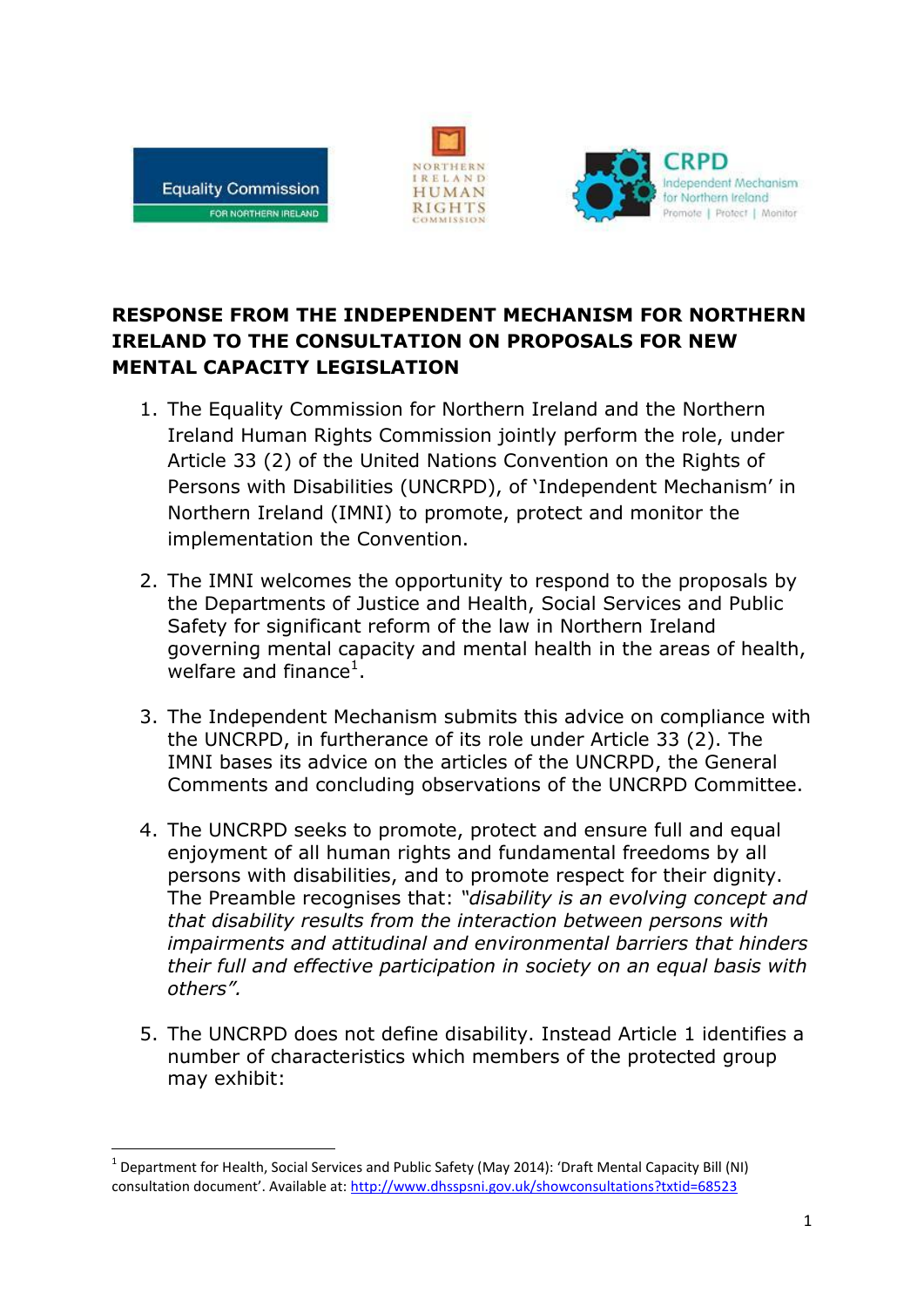**RESPONSE FROM THE INDEPENDENT MECHANISM FOR NORTHERN IRELAND TO THE CONSULTATION ON PROPOSALS FOR NEW MENTAL CAPACITY LEGISLATION**

1. The Equality Commission for Northern Ireland and the Northern Ireland Human Rights Commission jointly perform the role, under Article 33 (2) of the United Nations Convention on the Rights of Persons with Disabilities (UNCRPD), of 'Independent Mechanism' in Northern Ireland (IMNI) to promote, protect and monitor the implementation the Convention.

2. The IMNI welcomes the opportunity to respond to the proposals by the Departments of Justice and Health, Social Services and Public Safety for significant reform of the law in Northern Ireland governing mental capacity and mental health in the areas of health, welfare and finance[1].

3. The Independent Mechanism submits this advice on compliance with the UNCRPD, in furtherance of its role under Article 33 (2). The IMNI bases its advice on the articles of the UNCRPD, the General Comments and concluding observations of the UNCRPD Committee.

4. The UNCRPD seeks to promote, protect and ensure full and equal enjoyment of all human rights and fundamental freedoms by all persons with disabilities, and to promote respect for their dignity. The Preamble recognises that: *"disability is an evolving concept and that disability results from the interaction between persons with impairments and attitudinal and environmental barriers that hinders their full and effective participation in society on an equal basis with others".*

5. The UNCRPD does not define disability. Instead Article 1 identifies a number of characteristics which members of the protected group may exhibit:

---

[1] Department for Health, Social Services and Public Safety (May 2014): 'Draft Mental Capacity Bill (NI) consultation document'. Available at: http://www.dhsspsni.gov.uk/showconsultations?txtid=68523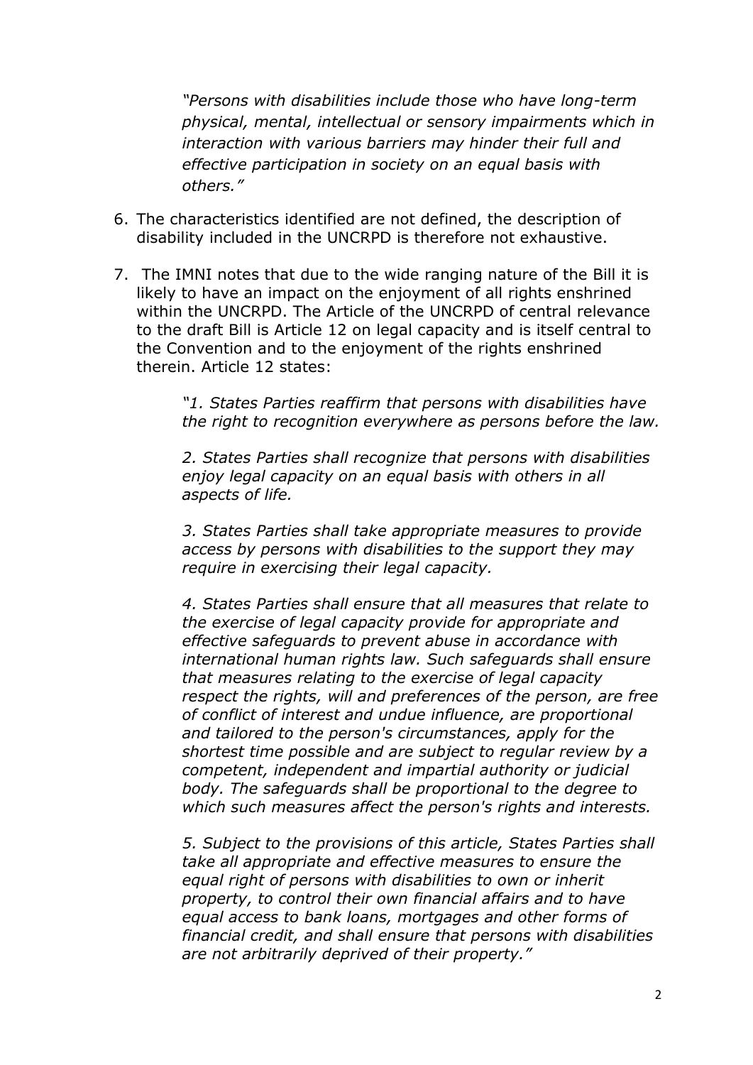> *"Persons with disabilities include those who have long-term physical, mental, intellectual or sensory impairments which in interaction with various barriers may hinder their full and effective participation in society on an equal basis with others."*

6. The characteristics identified are not defined, the description of disability included in the UNCRPD is therefore not exhaustive.

7. The IMNI notes that due to the wide ranging nature of the Bill it is likely to have an impact on the enjoyment of all rights enshrined within the UNCRPD. The Article of the UNCRPD of central relevance to the draft Bill is Article 12 on legal capacity and is itself central to the Convention and to the enjoyment of the rights enshrined therein. Article 12 states:

> *"1. States Parties reaffirm that persons with disabilities have the right to recognition everywhere as persons before the law.*
>
> *2. States Parties shall recognize that persons with disabilities enjoy legal capacity on an equal basis with others in all aspects of life.*
>
> *3. States Parties shall take appropriate measures to provide access by persons with disabilities to the support they may require in exercising their legal capacity.*
>
> *4. States Parties shall ensure that all measures that relate to the exercise of legal capacity provide for appropriate and effective safeguards to prevent abuse in accordance with international human rights law. Such safeguards shall ensure that measures relating to the exercise of legal capacity respect the rights, will and preferences of the person, are free of conflict of interest and undue influence, are proportional and tailored to the person's circumstances, apply for the shortest time possible and are subject to regular review by a competent, independent and impartial authority or judicial body. The safeguards shall be proportional to the degree to which such measures affect the person's rights and interests.*
>
> *5. Subject to the provisions of this article, States Parties shall take all appropriate and effective measures to ensure the equal right of persons with disabilities to own or inherit property, to control their own financial affairs and to have equal access to bank loans, mortgages and other forms of financial credit, and shall ensure that persons with disabilities are not arbitrarily deprived of their property."*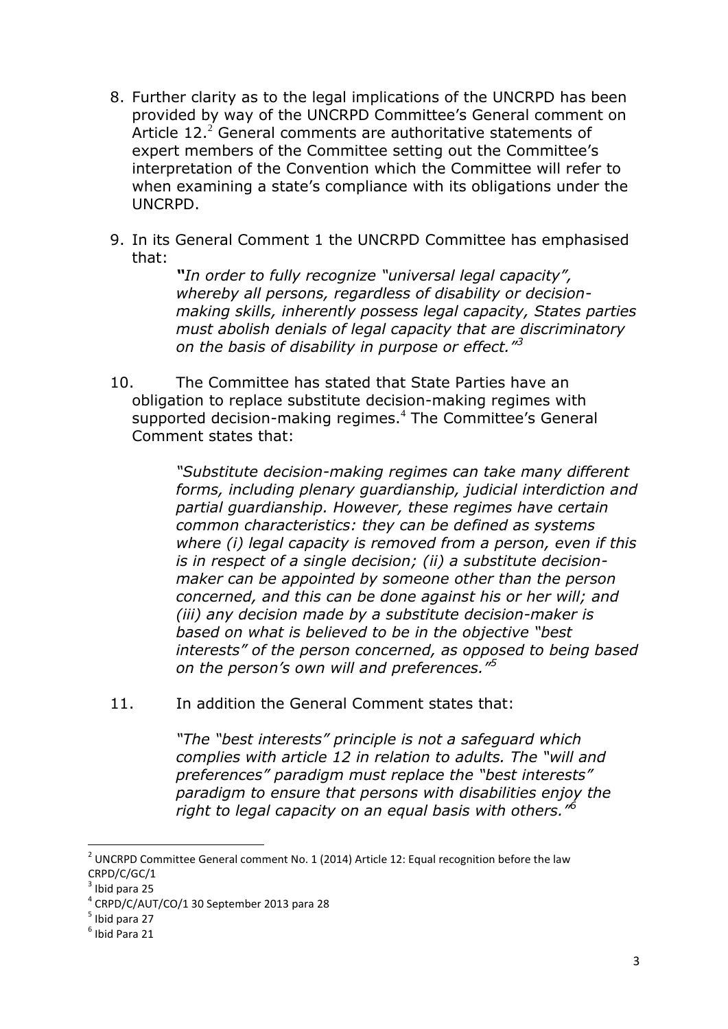8. Further clarity as to the legal implications of the UNCRPD has been provided by way of the UNCRPD Committee's General comment on Article 12.[2] General comments are authoritative statements of expert members of the Committee setting out the Committee's interpretation of the Convention which the Committee will refer to when examining a state's compliance with its obligations under the UNCRPD.

9. In its General Comment 1 the UNCRPD Committee has emphasised that:

> ***"****In order to fully recognize "universal legal capacity", whereby all persons, regardless of disability or decision-making skills, inherently possess legal capacity, States parties must abolish denials of legal capacity that are discriminatory on the basis of disability in purpose or effect."*[3]

10. The Committee has stated that State Parties have an obligation to replace substitute decision-making regimes with supported decision-making regimes.[4] The Committee's General Comment states that:

> *"Substitute decision-making regimes can take many different forms, including plenary guardianship, judicial interdiction and partial guardianship. However, these regimes have certain common characteristics: they can be defined as systems where (i) legal capacity is removed from a person, even if this is in respect of a single decision; (ii) a substitute decision-maker can be appointed by someone other than the person concerned, and this can be done against his or her will; and (iii) any decision made by a substitute decision-maker is based on what is believed to be in the objective "best interests" of the person concerned, as opposed to being based on the person's own will and preferences."*[5]

11. In addition the General Comment states that:

> *"The "best interests" principle is not a safeguard which complies with article 12 in relation to adults. The "will and preferences" paradigm must replace the "best interests" paradigm to ensure that persons with disabilities enjoy the right to legal capacity on an equal basis with others."*[6]

---

[2] UNCRPD Committee General comment No. 1 (2014) Article 12: Equal recognition before the law CRPD/C/GC/1

[3] Ibid para 25

[4] CRPD/C/AUT/CO/1 30 September 2013 para 28

[5] Ibid para 27

[6] Ibid Para 21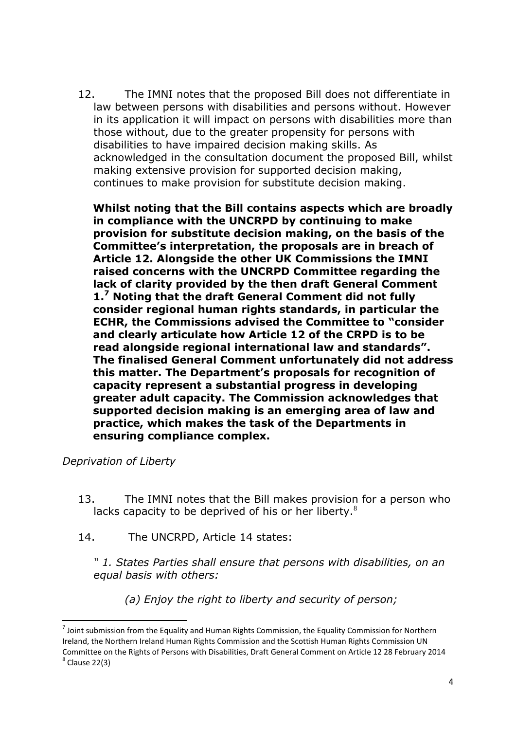12. The IMNI notes that the proposed Bill does not differentiate in law between persons with disabilities and persons without. However in its application it will impact on persons with disabilities more than those without, due to the greater propensity for persons with disabilities to have impaired decision making skills. As acknowledged in the consultation document the proposed Bill, whilst making extensive provision for supported decision making, continues to make provision for substitute decision making.

    **Whilst noting that the Bill contains aspects which are broadly in compliance with the UNCRPD by continuing to make provision for substitute decision making, on the basis of the Committee's interpretation, the proposals are in breach of Article 12. Alongside the other UK Commissions the IMNI raised concerns with the UNCRPD Committee regarding the lack of clarity provided by the then draft General Comment 1.[7] Noting that the draft General Comment did not fully consider regional human rights standards, in particular the ECHR, the Commissions advised the Committee to "consider and clearly articulate how Article 12 of the CRPD is to be read alongside regional international law and standards". The finalised General Comment unfortunately did not address this matter. The Department's proposals for recognition of capacity represent a substantial progress in developing greater adult capacity. The Commission acknowledges that supported decision making is an emerging area of law and practice, which makes the task of the Departments in ensuring compliance complex.**

*Deprivation of Liberty*

13. The IMNI notes that the Bill makes provision for a person who lacks capacity to be deprived of his or her liberty.[8]

14. The UNCRPD, Article 14 states:

    *" 1. States Parties shall ensure that persons with disabilities, on an equal basis with others:*

    *(a) Enjoy the right to liberty and security of person;*

---

[7] Joint submission from the Equality and Human Rights Commission, the Equality Commission for Northern Ireland, the Northern Ireland Human Rights Commission and the Scottish Human Rights Commission UN Committee on the Rights of Persons with Disabilities, Draft General Comment on Article 12 28 February 2014

[8] Clause 22(3)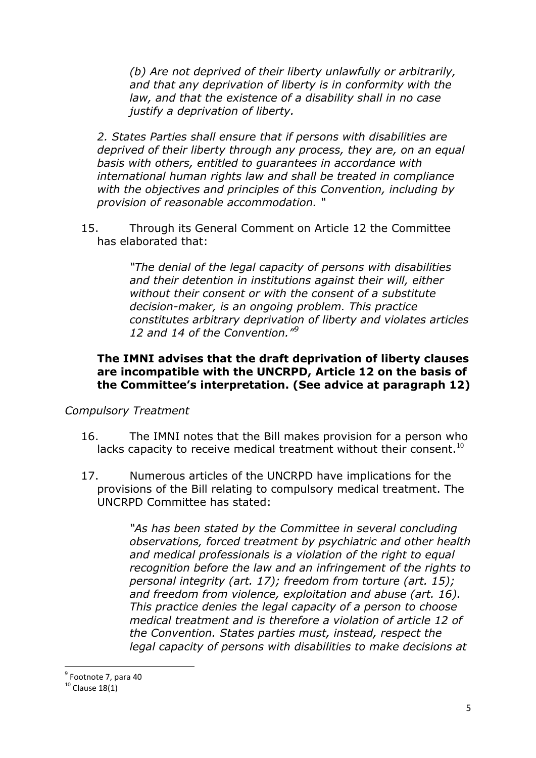> *(b) Are not deprived of their liberty unlawfully or arbitrarily, and that any deprivation of liberty is in conformity with the law, and that the existence of a disability shall in no case justify a deprivation of liberty.*
>
> *2. States Parties shall ensure that if persons with disabilities are deprived of their liberty through any process, they are, on an equal basis with others, entitled to guarantees in accordance with international human rights law and shall be treated in compliance with the objectives and principles of this Convention, including by provision of reasonable accommodation.* "

15. Through its General Comment on Article 12 the Committee has elaborated that:

> *"The denial of the legal capacity of persons with disabilities and their detention in institutions against their will, either without their consent or with the consent of a substitute decision-maker, is an ongoing problem. This practice constitutes arbitrary deprivation of liberty and violates articles 12 and 14 of the Convention."*[9]

**The IMNI advises that the draft deprivation of liberty clauses are incompatible with the UNCRPD, Article 12 on the basis of the Committee's interpretation. (See advice at paragraph 12)**

*Compulsory Treatment*

16. The IMNI notes that the Bill makes provision for a person who lacks capacity to receive medical treatment without their consent.[10]

17. Numerous articles of the UNCRPD have implications for the provisions of the Bill relating to compulsory medical treatment. The UNCRPD Committee has stated:

> *"As has been stated by the Committee in several concluding observations, forced treatment by psychiatric and other health and medical professionals is a violation of the right to equal recognition before the law and an infringement of the rights to personal integrity (art. 17); freedom from torture (art. 15); and freedom from violence, exploitation and abuse (art. 16). This practice denies the legal capacity of a person to choose medical treatment and is therefore a violation of article 12 of the Convention. States parties must, instead, respect the legal capacity of persons with disabilities to make decisions at*

---

[9] Footnote 7, para 40

[10] Clause 18(1)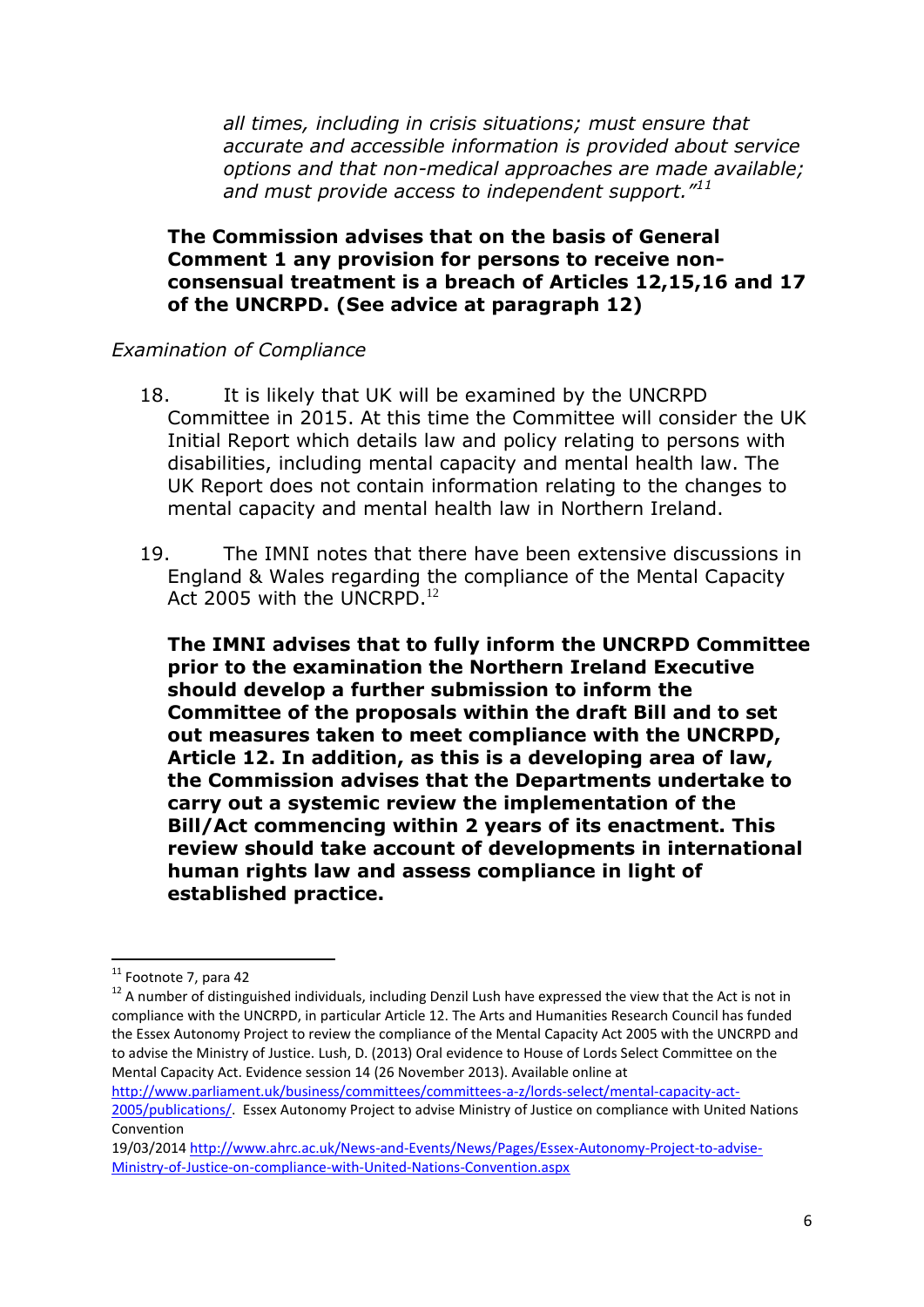*all times, including in crisis situations; must ensure that accurate and accessible information is provided about service options and that non-medical approaches are made available; and must provide access to independent support."*[11]

**The Commission advises that on the basis of General Comment 1 any provision for persons to receive non-consensual treatment is a breach of Articles 12,15,16 and 17 of the UNCRPD. (See advice at paragraph 12)**

*Examination of Compliance*

18. It is likely that UK will be examined by the UNCRPD Committee in 2015. At this time the Committee will consider the UK Initial Report which details law and policy relating to persons with disabilities, including mental capacity and mental health law. The UK Report does not contain information relating to the changes to mental capacity and mental health law in Northern Ireland.

19. The IMNI notes that there have been extensive discussions in England & Wales regarding the compliance of the Mental Capacity Act 2005 with the UNCRPD.[12]

**The IMNI advises that to fully inform the UNCRPD Committee prior to the examination the Northern Ireland Executive should develop a further submission to inform the Committee of the proposals within the draft Bill and to set out measures taken to meet compliance with the UNCRPD, Article 12. In addition, as this is a developing area of law, the Commission advises that the Departments undertake to carry out a systemic review the implementation of the Bill/Act commencing within 2 years of its enactment. This review should take account of developments in international human rights law and assess compliance in light of established practice.**

---

[11] Footnote 7, para 42

[12] A number of distinguished individuals, including Denzil Lush have expressed the view that the Act is not in compliance with the UNCRPD, in particular Article 12. The Arts and Humanities Research Council has funded the Essex Autonomy Project to review the compliance of the Mental Capacity Act 2005 with the UNCRPD and to advise the Ministry of Justice. Lush, D. (2013) Oral evidence to House of Lords Select Committee on the Mental Capacity Act. Evidence session 14 (26 November 2013). Available online at http://www.parliament.uk/business/committees/committees-a-z/lords-select/mental-capacity-act-2005/publications/. Essex Autonomy Project to advise Ministry of Justice on compliance with United Nations Convention 19/03/2014 http://www.ahrc.ac.uk/News-and-Events/News/Pages/Essex-Autonomy-Project-to-advise-Ministry-of-Justice-on-compliance-with-United-Nations-Convention.aspx